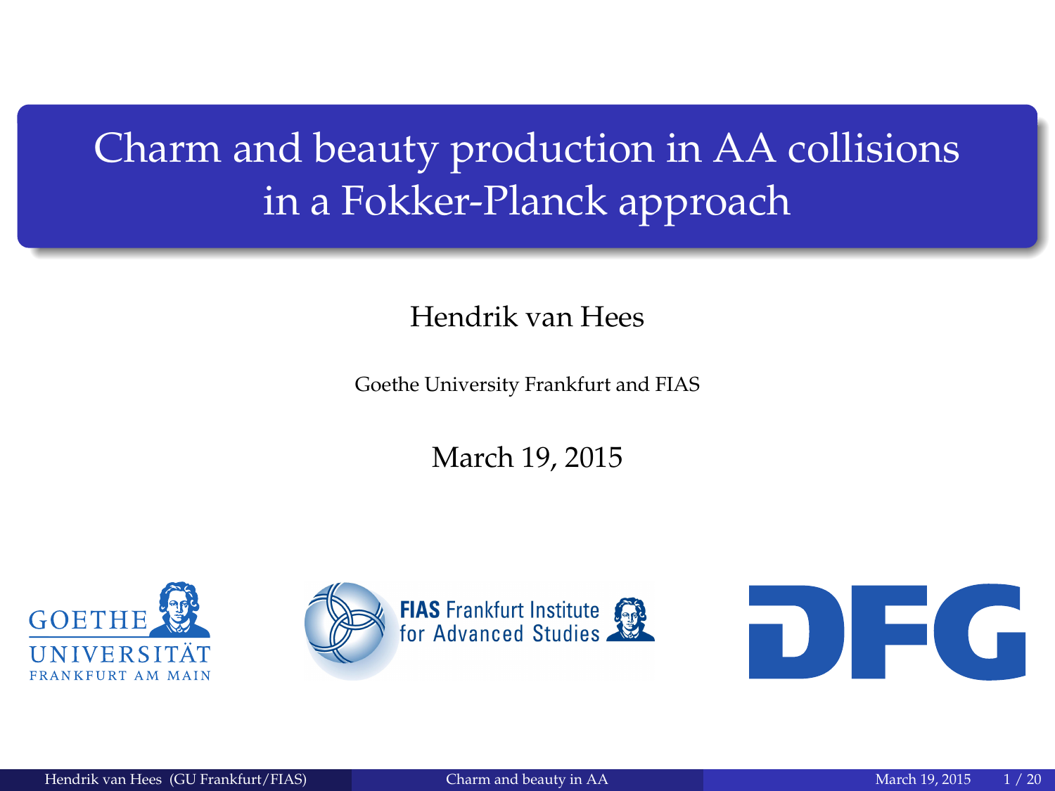# Charm and beauty production in AA collisions in a Fokker-Planck approach

Hendrik van Hees

Goethe University Frankfurt and FIAS

March 19, 2015

GOETHE UNIVERSITÄT FRANKFURT AM MAIN

FIAS Frankfurt Institute for Advanced Studies

DFG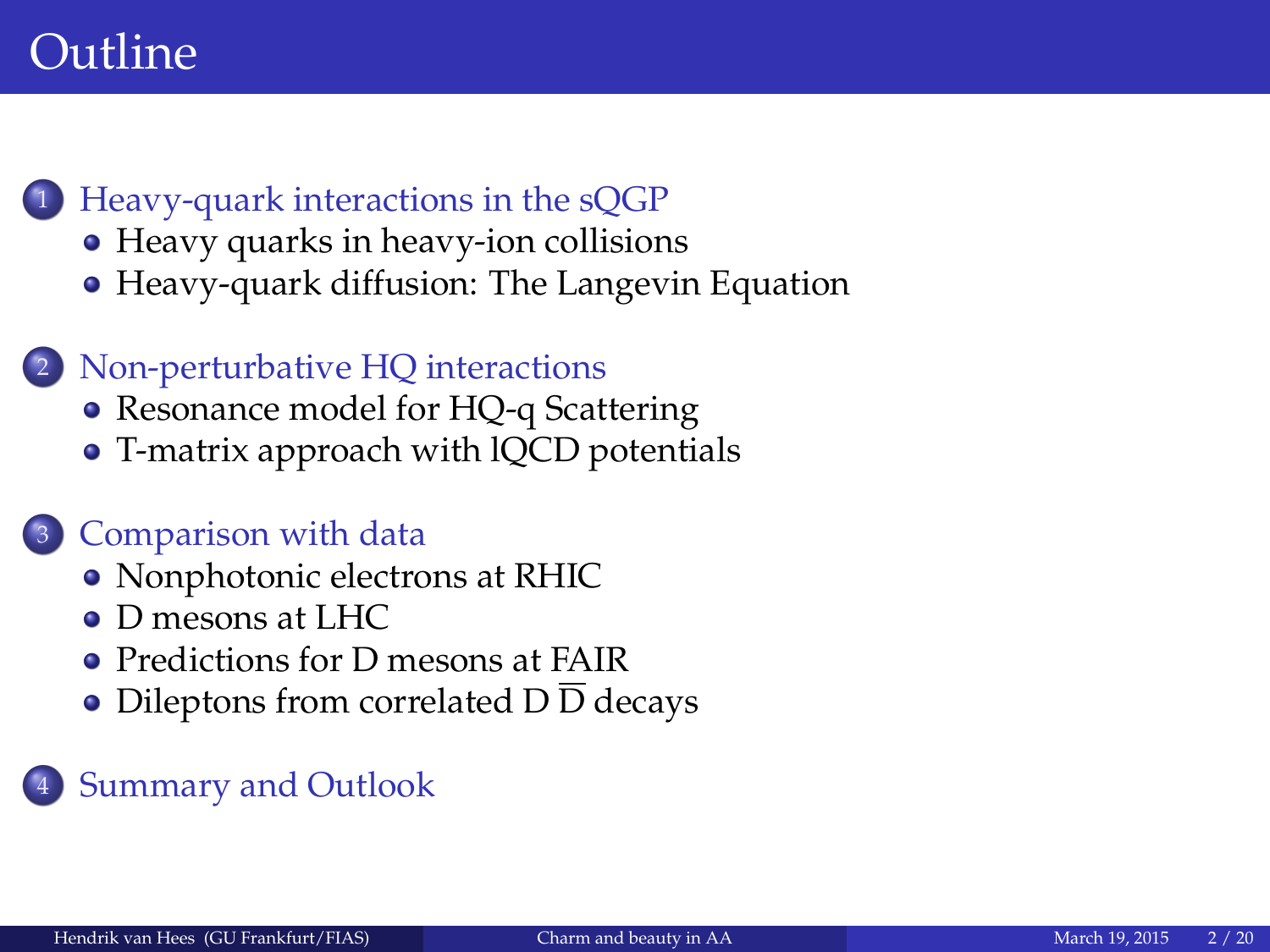# Outline

1. Heavy-quark interactions in the sQGP
   - Heavy quarks in heavy-ion collisions
   - Heavy-quark diffusion: The Langevin Equation

2. Non-perturbative HQ interactions
   - Resonance model for HQ-q Scattering
   - T-matrix approach with lQCD potentials

3. Comparison with data
   - Nonphotonic electrons at RHIC
   - D mesons at LHC
   - Predictions for D mesons at FAIR
   - Dileptons from correlated D $\overline{\text{D}}$ decays

4. Summary and Outlook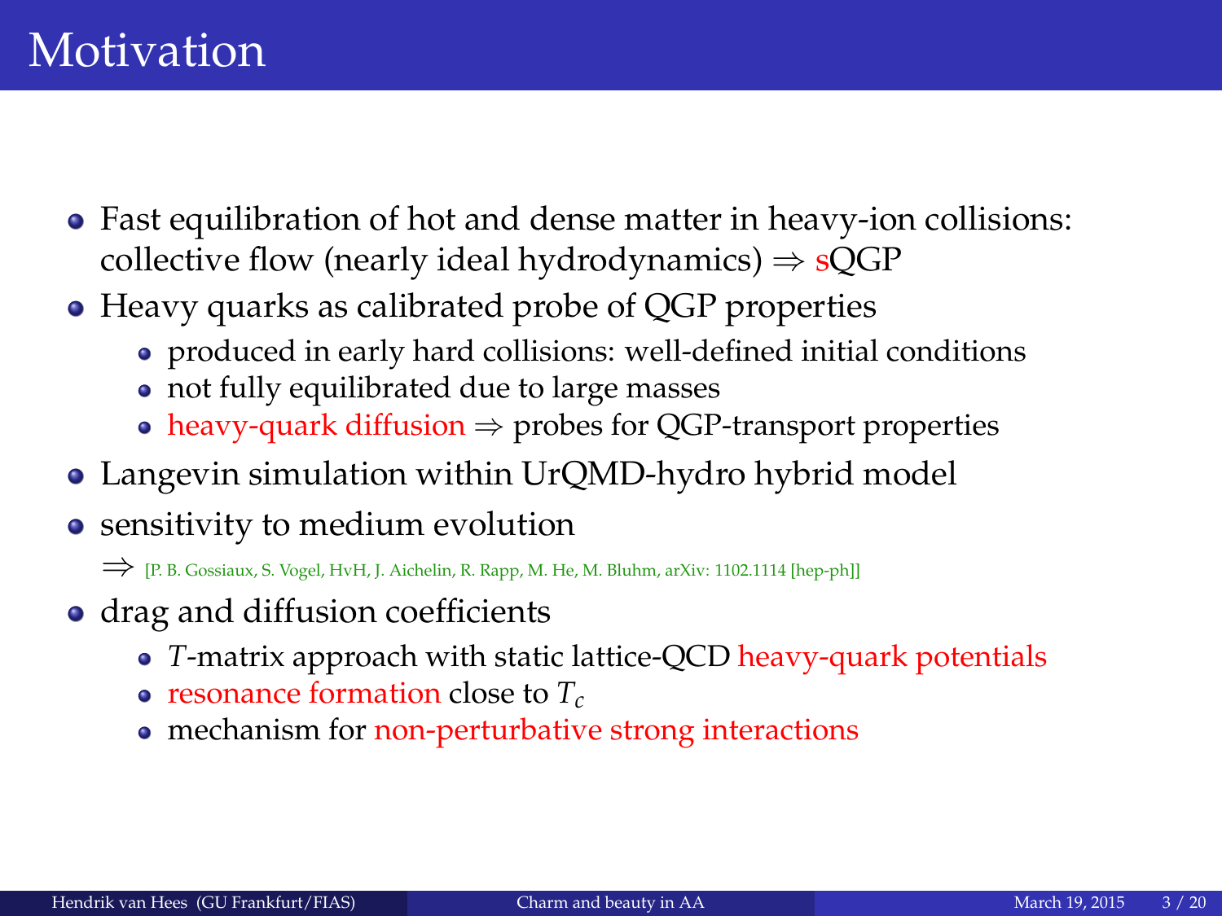# Motivation

- Fast equilibration of hot and dense matter in heavy-ion collisions: collective flow (nearly ideal hydrodynamics) $\Rightarrow$ sQGP
- Heavy quarks as calibrated probe of QGP properties
  - produced in early hard collisions: well-defined initial conditions
  - not fully equilibrated due to large masses
  - heavy-quark diffusion $\Rightarrow$ probes for QGP-transport properties
- Langevin simulation within UrQMD-hydro hybrid model
- sensitivity to medium evolution

  $\Longrightarrow$ [P. B. Gossiaux, S. Vogel, HvH, J. Aichelin, R. Rapp, M. He, M. Bluhm, arXiv: 1102.1114 [hep-ph]]
- drag and diffusion coefficients
  - $T$-matrix approach with static lattice-QCD heavy-quark potentials
  - resonance formation close to $T_c$
  - mechanism for non-perturbative strong interactions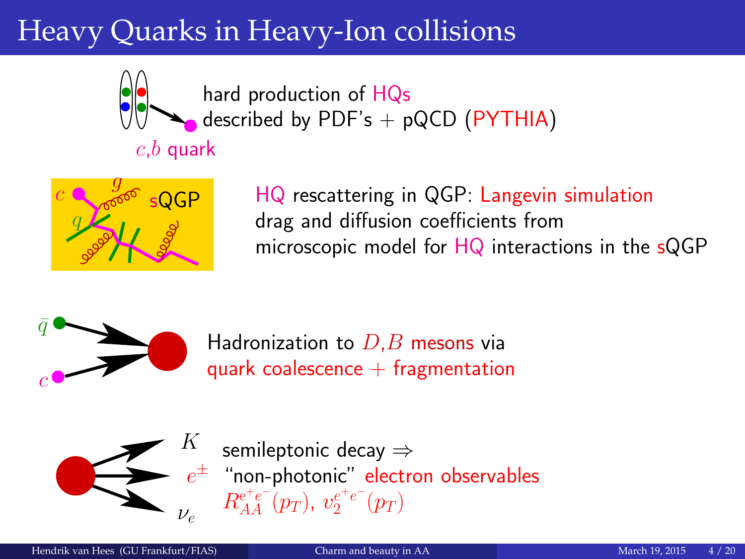# Heavy Quarks in Heavy-Ion collisions

$c$,$b$ quark

hard production of HQs
described by PDF's + pQCD (PYTHIA)

$c$ $g$ sQGP $q$

HQ rescattering in QGP: Langevin simulation
drag and diffusion coefficients from
microscopic model for HQ interactions in the sQGP

$\bar{q}$

$c$

Hadronization to $D$,$B$ mesons via
quark coalescence + fragmentation

$K$
$e^{\pm}$
$\nu_e$

semileptonic decay ⇒
"non-photonic" electron observables
$R_{AA}^{e^+e^-}(p_T)$, $v_2^{e^+e^-}(p_T)$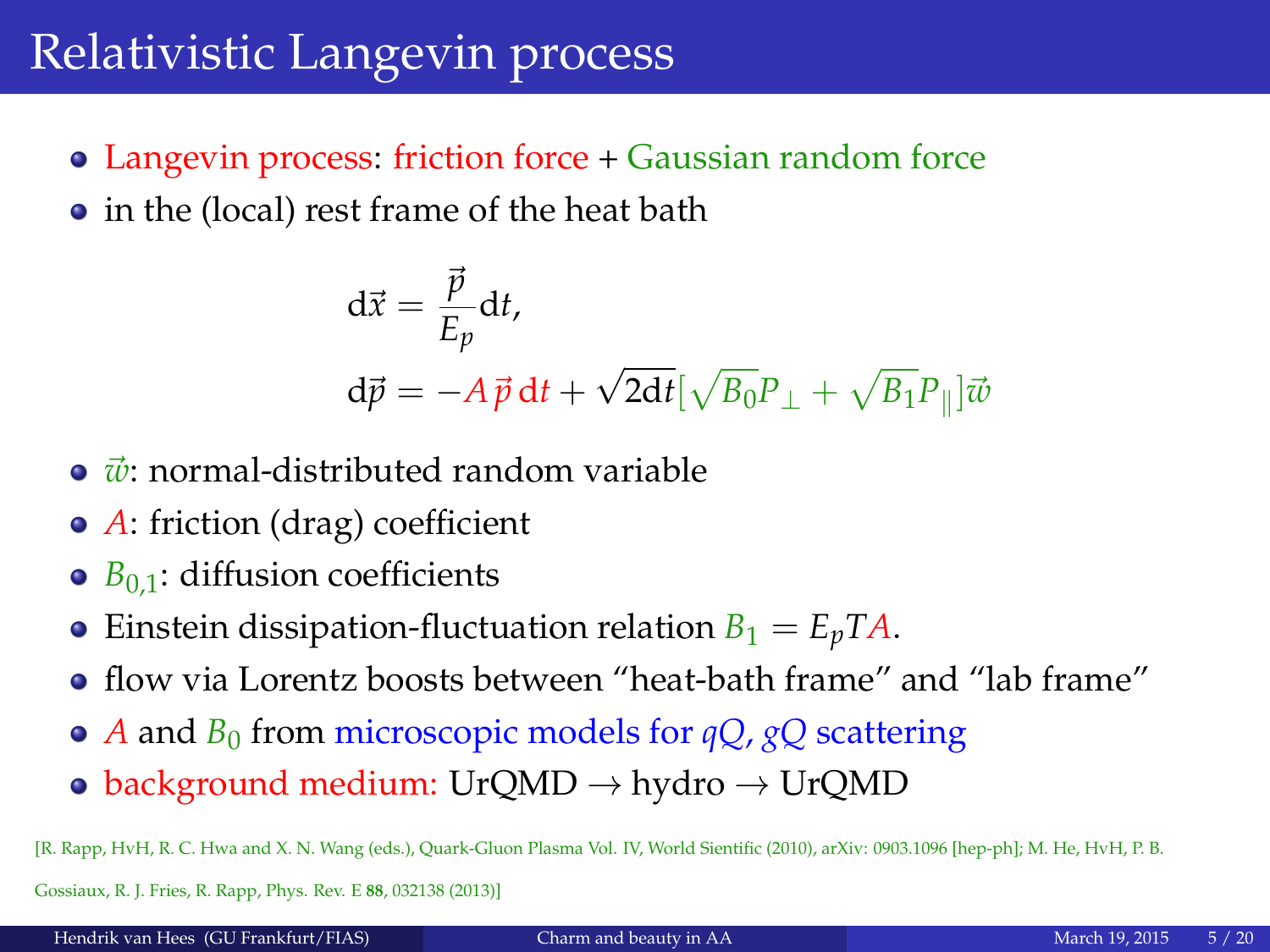# Relativistic Langevin process

- Langevin process: friction force + Gaussian random force
- in the (local) rest frame of the heat bath

$$\mathrm{d}\vec{x} = \frac{\vec{p}}{E_p}\mathrm{d}t,$$

$$\mathrm{d}\vec{p} = -A\,\vec{p}\,\mathrm{d}t + \sqrt{2\mathrm{d}t}[\sqrt{B_0}P_\perp + \sqrt{B_1}P_\parallel]\vec{w}$$

- $\vec{w}$: normal-distributed random variable
- $A$: friction (drag) coefficient
- $B_{0,1}$: diffusion coefficients
- Einstein dissipation-fluctuation relation $B_1 = E_p T A$.
- flow via Lorentz boosts between "heat-bath frame" and "lab frame"
- $A$ and $B_0$ from microscopic models for $qQ$, $gQ$ scattering
- background medium: UrQMD → hydro → UrQMD

[R. Rapp, HvH, R. C. Hwa and X. N. Wang (eds.), Quark-Gluon Plasma Vol. IV, World Sientific (2010), arXiv: 0903.1096 [hep-ph]; M. He, HvH, P. B. Gossiaux, R. J. Fries, R. Rapp, Phys. Rev. E **88**, 032138 (2013)]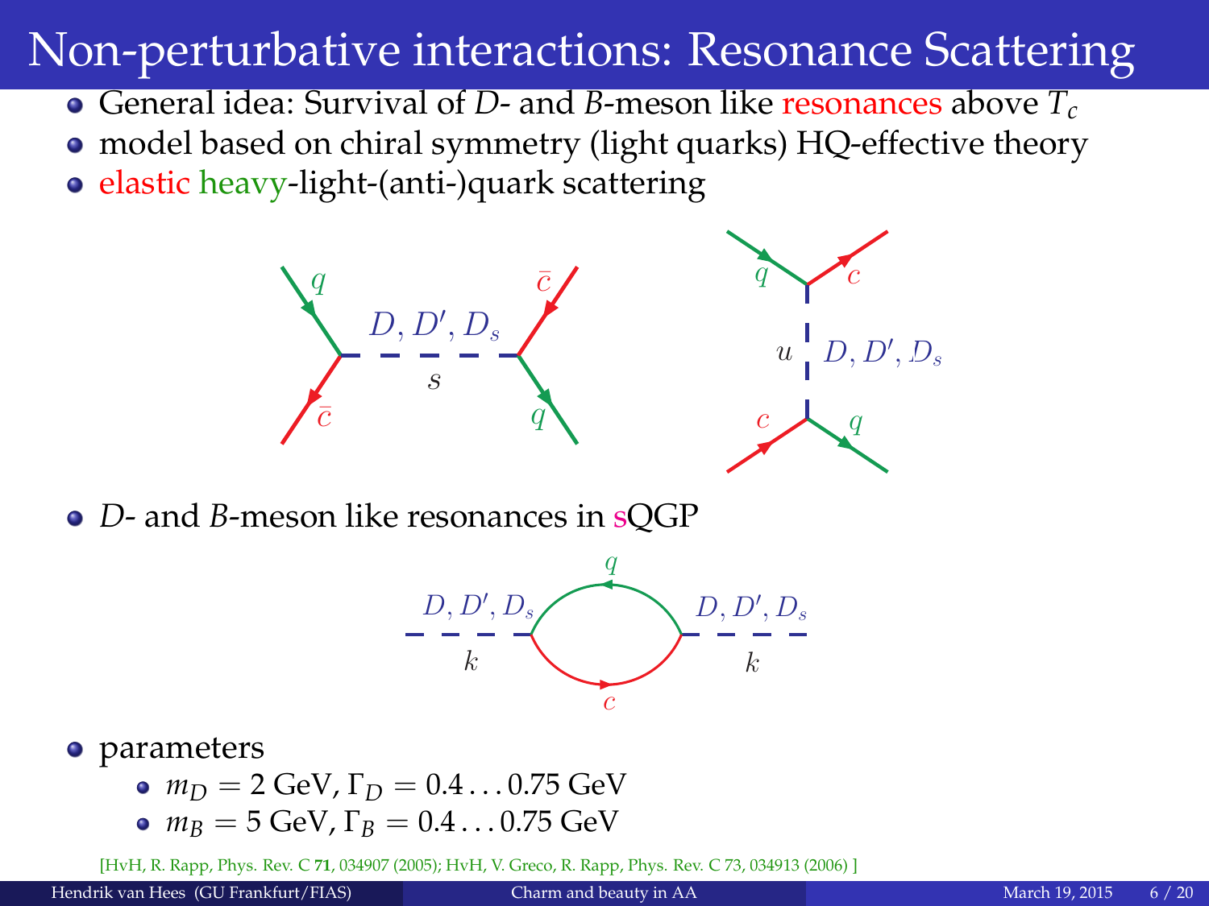# Non-perturbative interactions: Resonance Scattering

- General idea: Survival of $D$- and $B$-meson like resonances above $T_c$
- model based on chiral symmetry (light quarks) HQ-effective theory
- elastic heavy-light-(anti-)quark scattering

- $D$- and $B$-meson like resonances in sQGP

- parameters
  - $m_D = 2$ GeV, $\Gamma_D = 0.4 \ldots 0.75$ GeV
  - $m_B = 5$ GeV, $\Gamma_B = 0.4 \ldots 0.75$ GeV

[HvH, R. Rapp, Phys. Rev. C **71**, 034907 (2005); HvH, V. Greco, R. Rapp, Phys. Rev. C 73, 034913 (2006) ]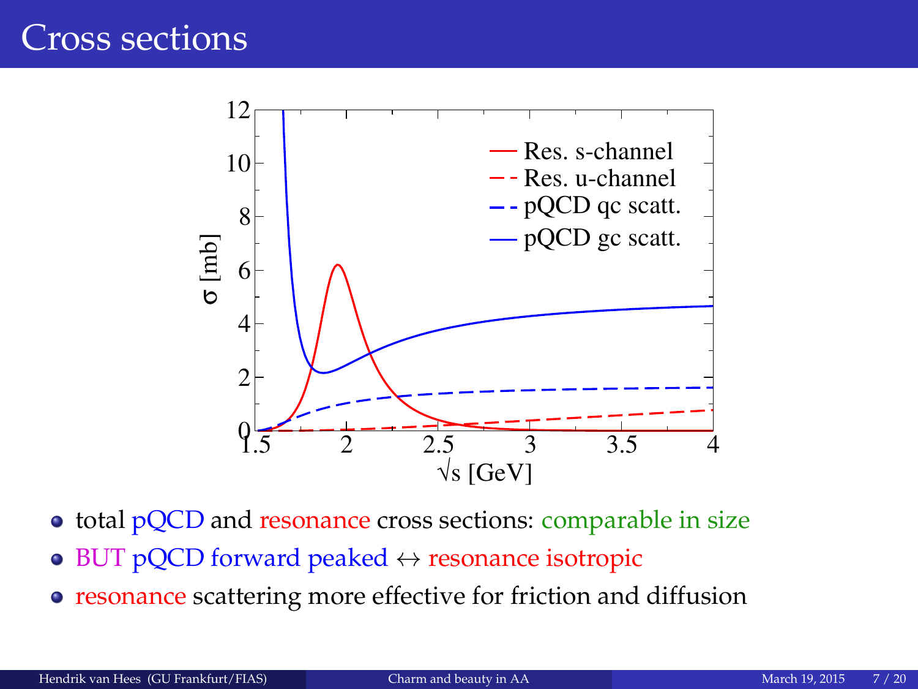# Cross sections

- total pQCD and resonance cross sections: comparable in size
- BUT pQCD forward peaked ↔ resonance isotropic
- resonance scattering more effective for friction and diffusion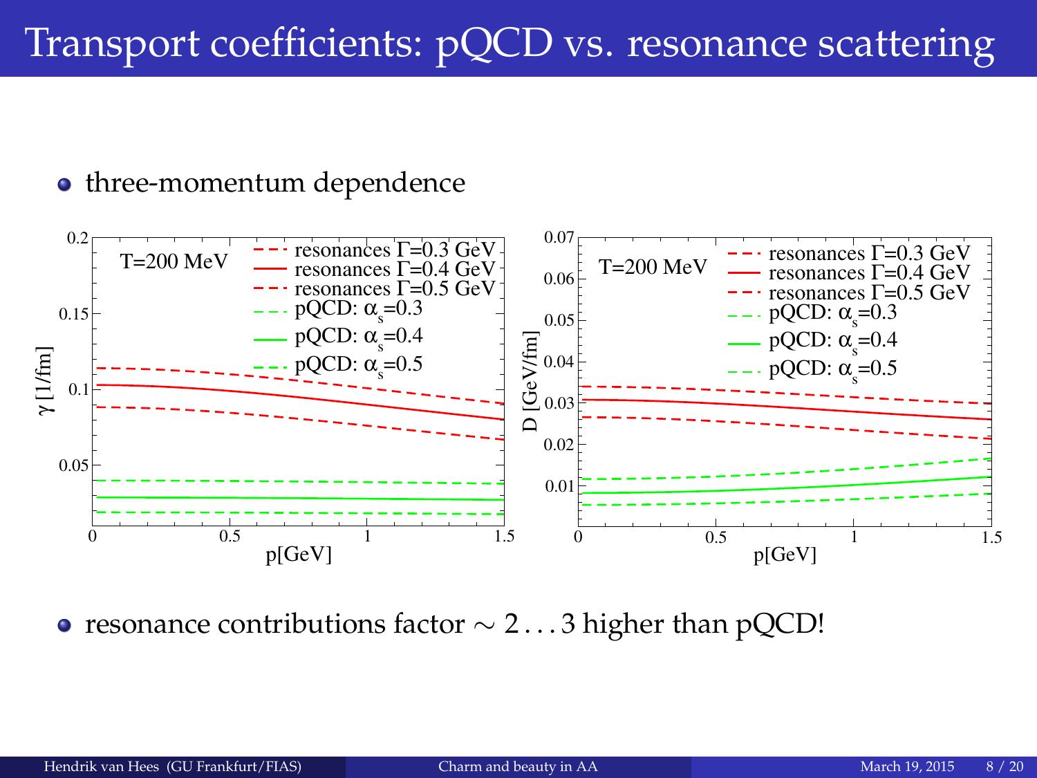# Transport coefficients: pQCD vs. resonance scattering

- three-momentum dependence

- resonance contributions factor $\sim 2 \ldots 3$ higher than pQCD!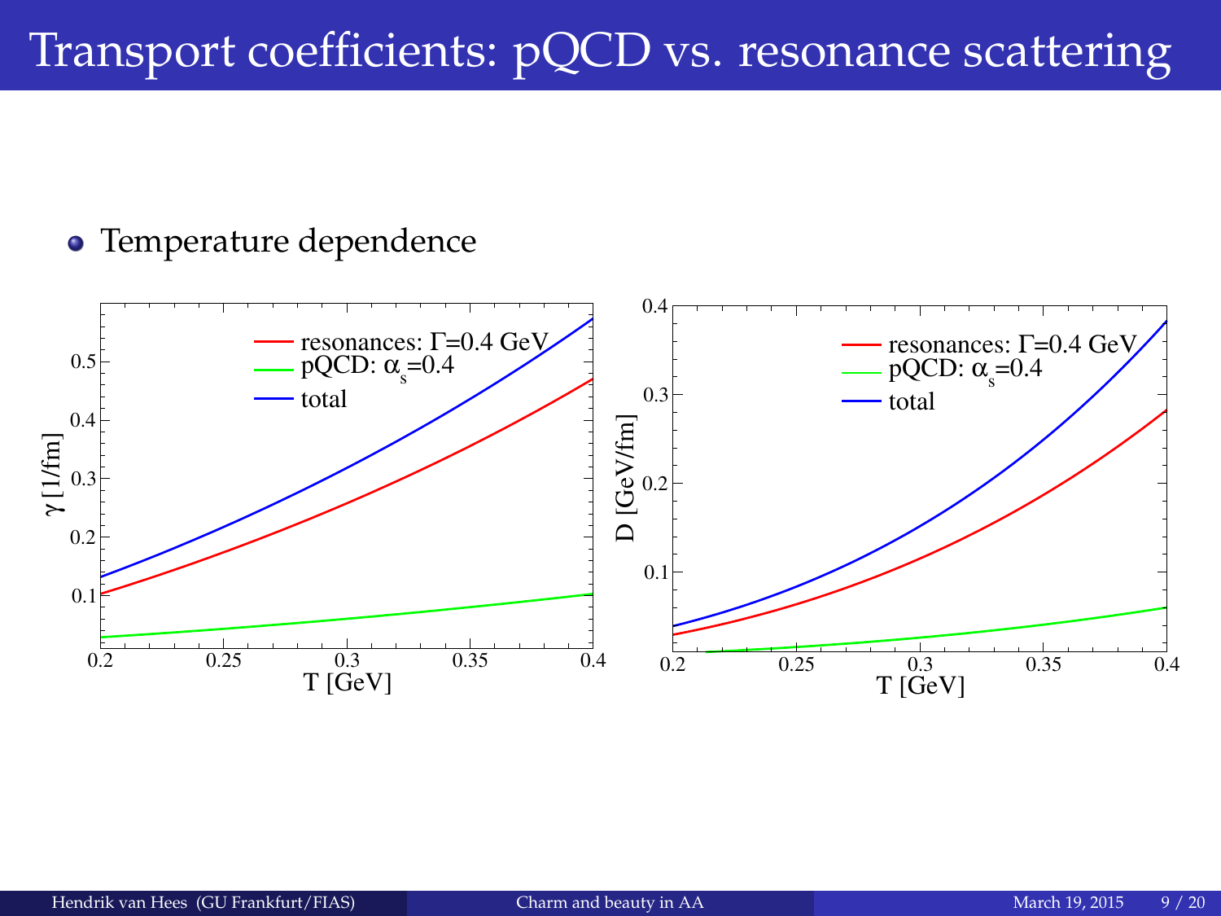# Transport coefficients: pQCD vs. resonance scattering

- Temperature dependence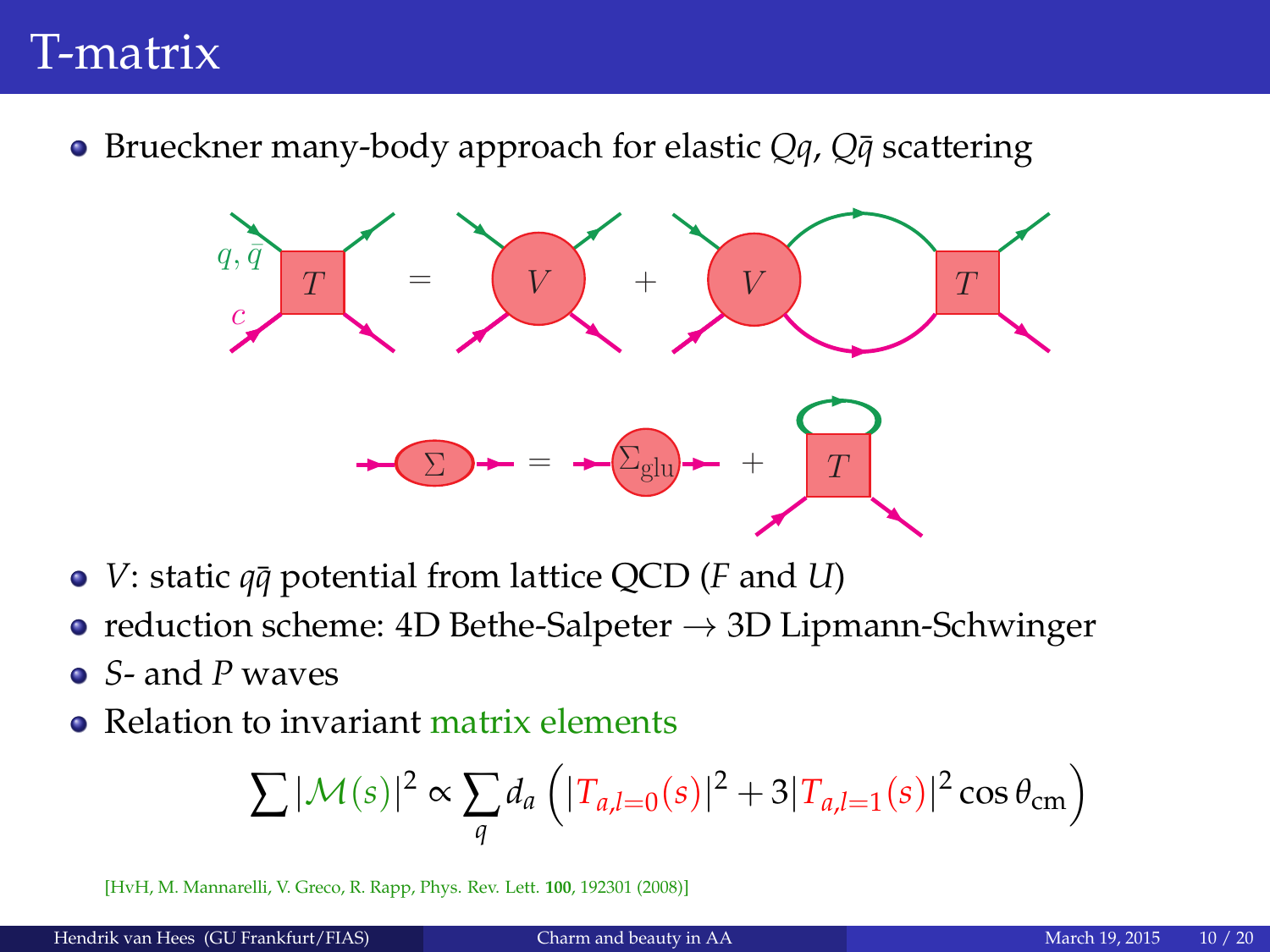# T-matrix

- Brueckner many-body approach for elastic $Qq$, $Q\bar{q}$ scattering

- $V$: static $q\bar{q}$ potential from lattice QCD ($F$ and $U$)
- reduction scheme: 4D Bethe-Salpeter → 3D Lipmann-Schwinger
- $S$- and $P$ waves
- Relation to invariant matrix elements

$$\sum |\mathcal{M}(s)|^2 \propto \sum_q d_a \left( |T_{a,l=0}(s)|^2 + 3|T_{a,l=1}(s)|^2 \cos\theta_{\text{cm}} \right)$$

[HvH, M. Mannarelli, V. Greco, R. Rapp, Phys. Rev. Lett. **100**, 192301 (2008)]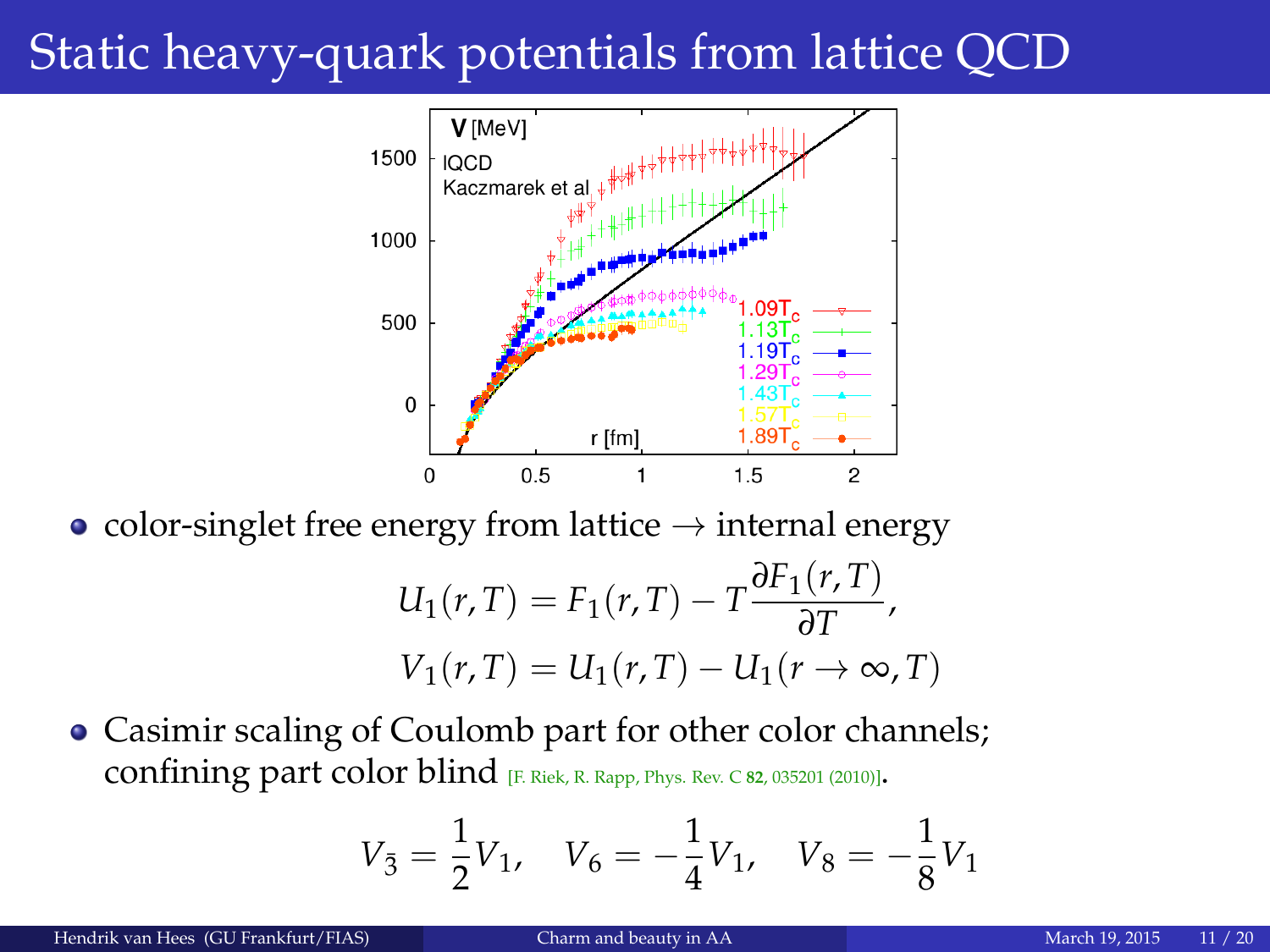# Static heavy-quark potentials from lattice QCD

- color-singlet free energy from lattice → internal energy

$$U_1(r,T) = F_1(r,T) - T\frac{\partial F_1(r,T)}{\partial T},$$
$$V_1(r,T) = U_1(r,T) - U_1(r \to \infty, T)$$

- Casimir scaling of Coulomb part for other color channels; confining part color blind [F. Riek, R. Rapp, Phys. Rev. C **82**, 035201 (2010)].

$$V_{\bar{3}} = \frac{1}{2}V_1, \quad V_6 = -\frac{1}{4}V_1, \quad V_8 = -\frac{1}{8}V_1$$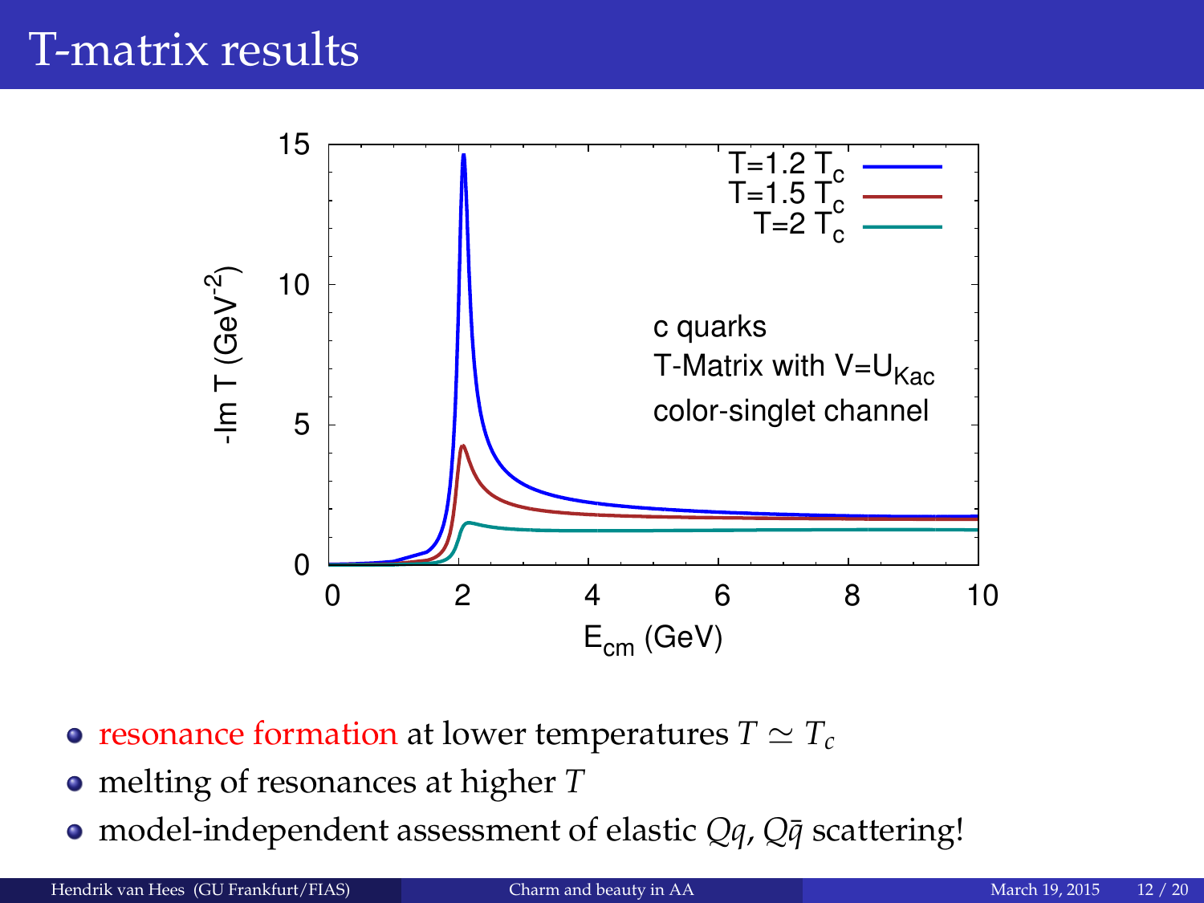# T-matrix results

- resonance formation at lower temperatures $T \simeq T_c$
- melting of resonances at higher $T$
- model-independent assessment of elastic $Qq$, $Q\bar{q}$ scattering!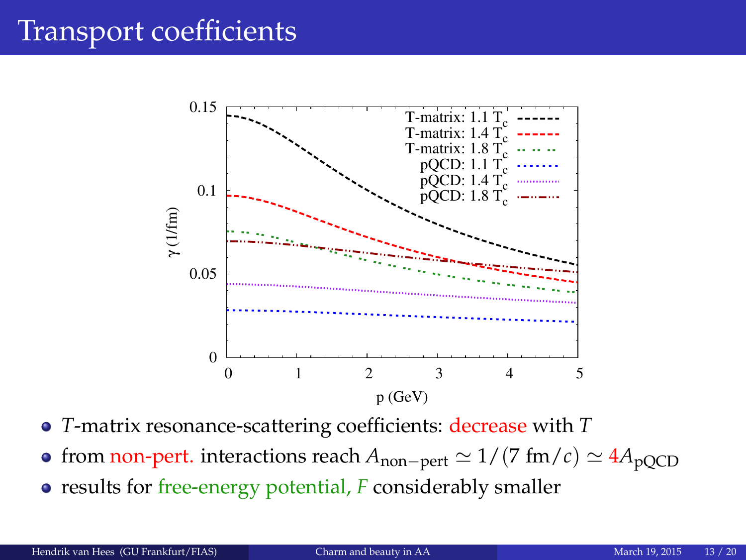# Transport coefficients

- $T$-matrix resonance-scattering coefficients: decrease with $T$
- from non-pert. interactions reach $A_{\text{non-pert}} \simeq 1/(7\ \text{fm}/c) \simeq 4 A_{\text{pQCD}}$
- results for free-energy potential, $F$ considerably smaller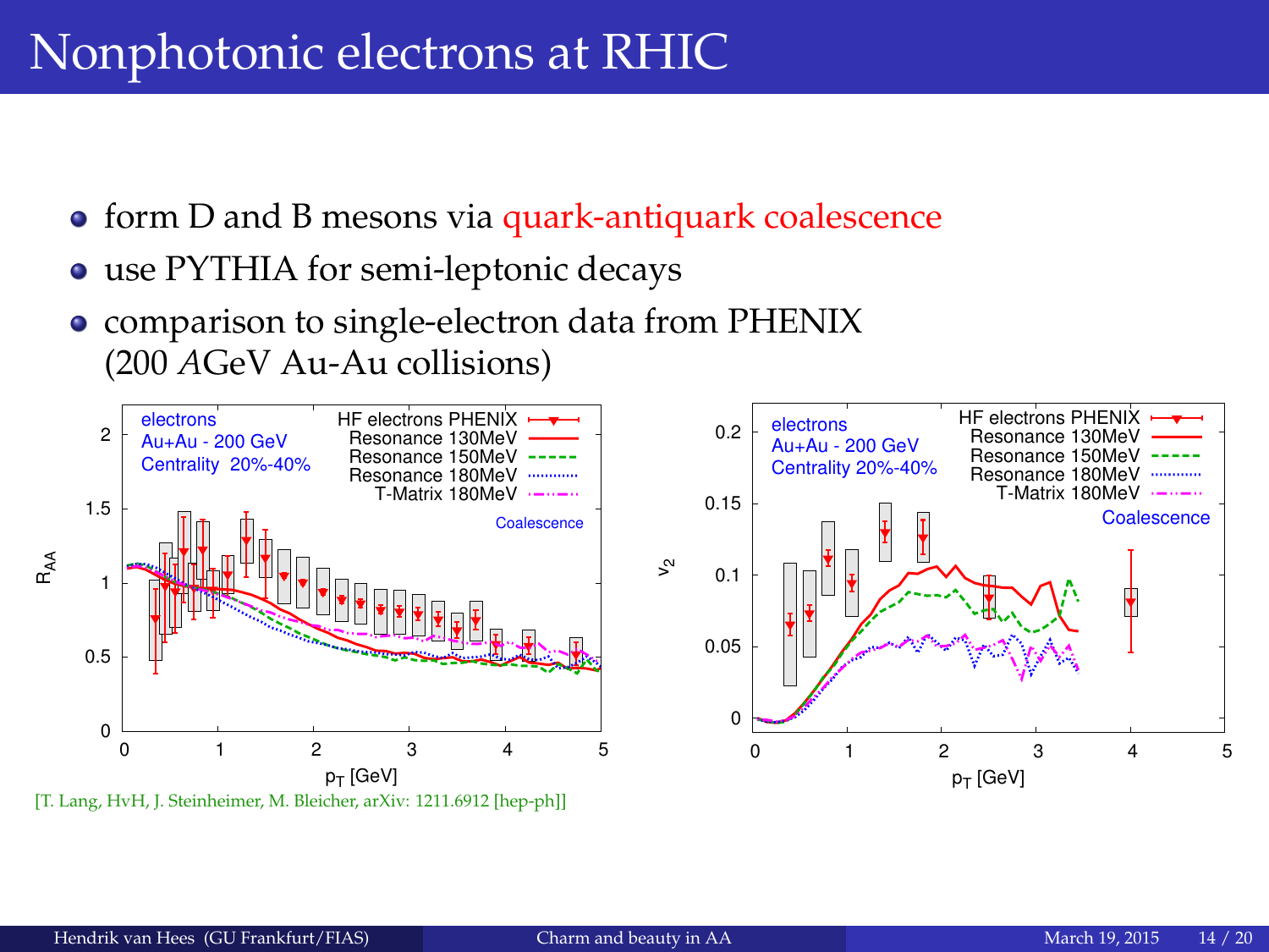# Nonphotonic electrons at RHIC

- form D and B mesons via quark-antiquark coalescence
- use PYTHIA for semi-leptonic decays
- comparison to single-electron data from PHENIX (200 *A*GeV Au-Au collisions)

[T. Lang, HvH, J. Steinheimer, M. Bleicher, arXiv: 1211.6912 [hep-ph]]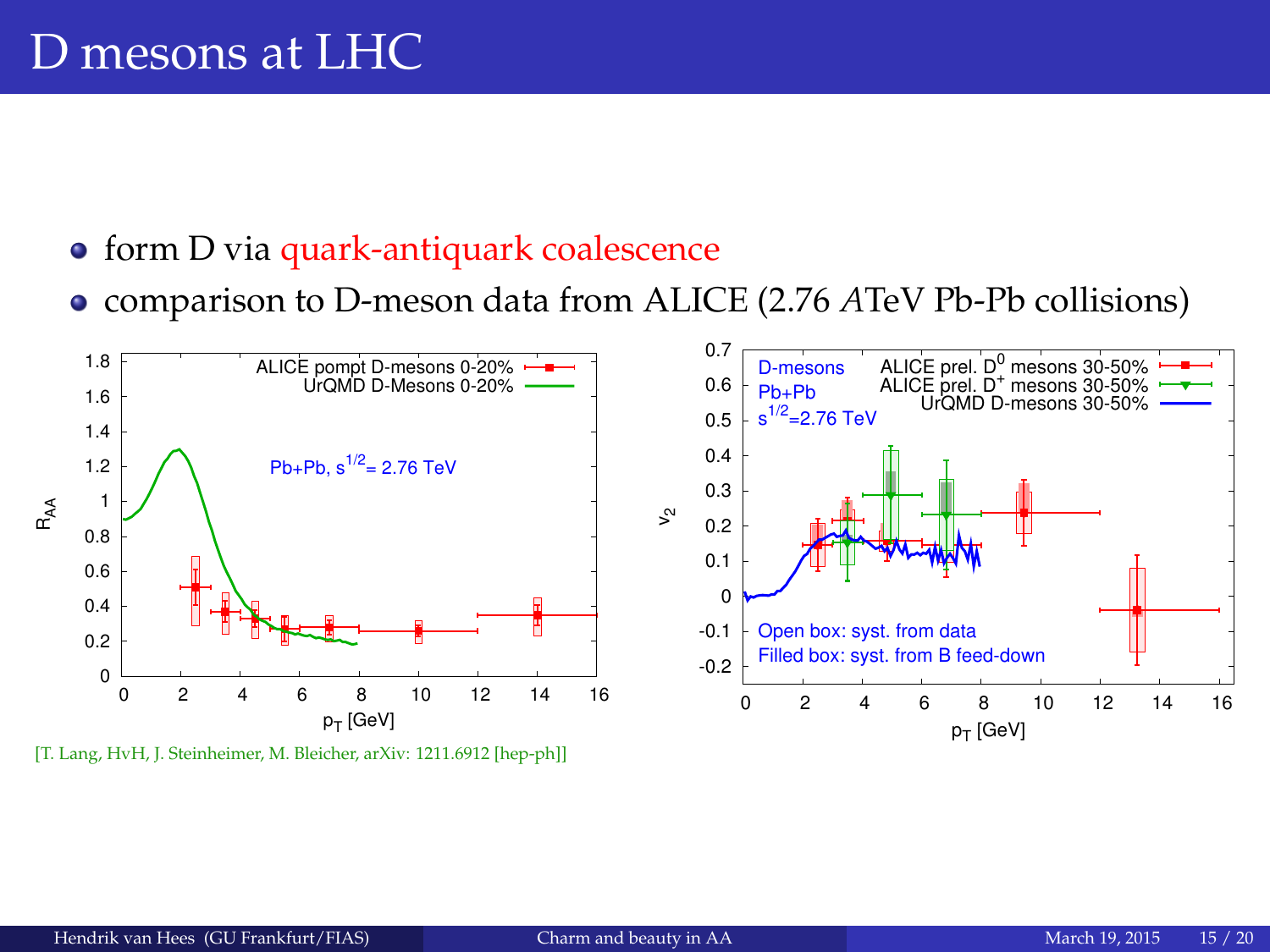# D mesons at LHC

- form D via quark-antiquark coalescence
- comparison to D-meson data from ALICE (2.76 *A*TeV Pb-Pb collisions)

[T. Lang, HvH, J. Steinheimer, M. Bleicher, arXiv: 1211.6912 [hep-ph]]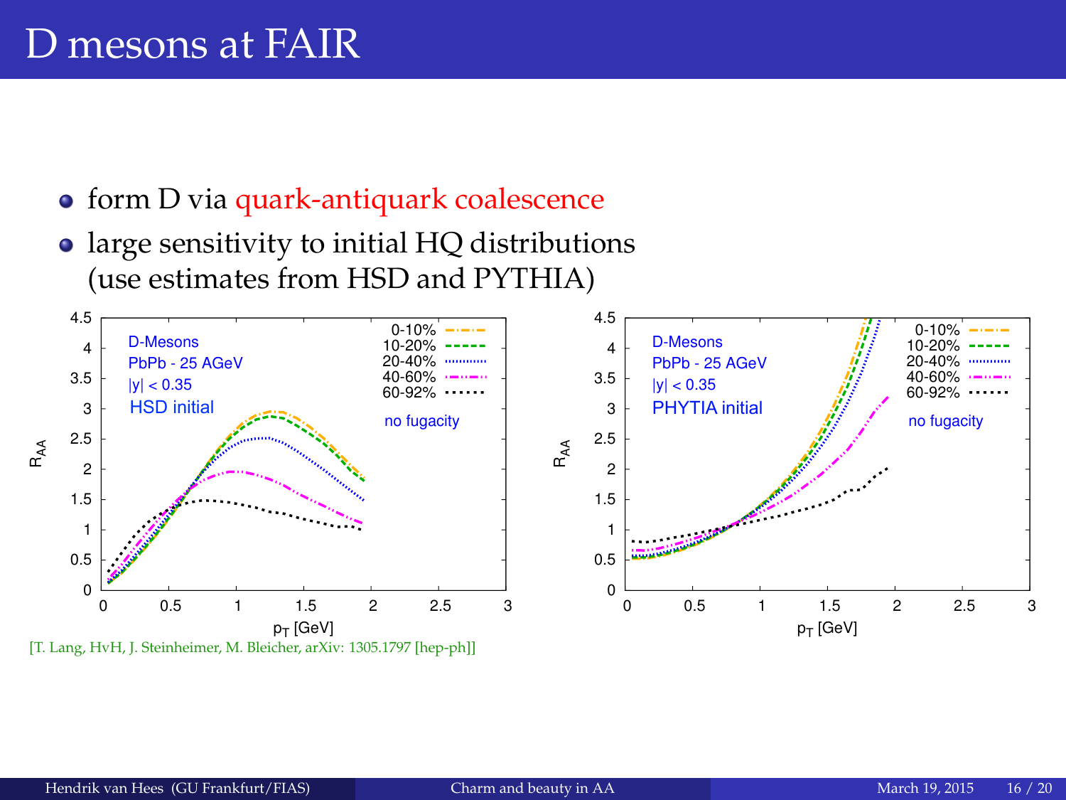# D mesons at FAIR

- form D via quark-antiquark coalescence
- large sensitivity to initial HQ distributions (use estimates from HSD and PYTHIA)

[T. Lang, HvH, J. Steinheimer, M. Bleicher, arXiv: 1305.1797 [hep-ph]]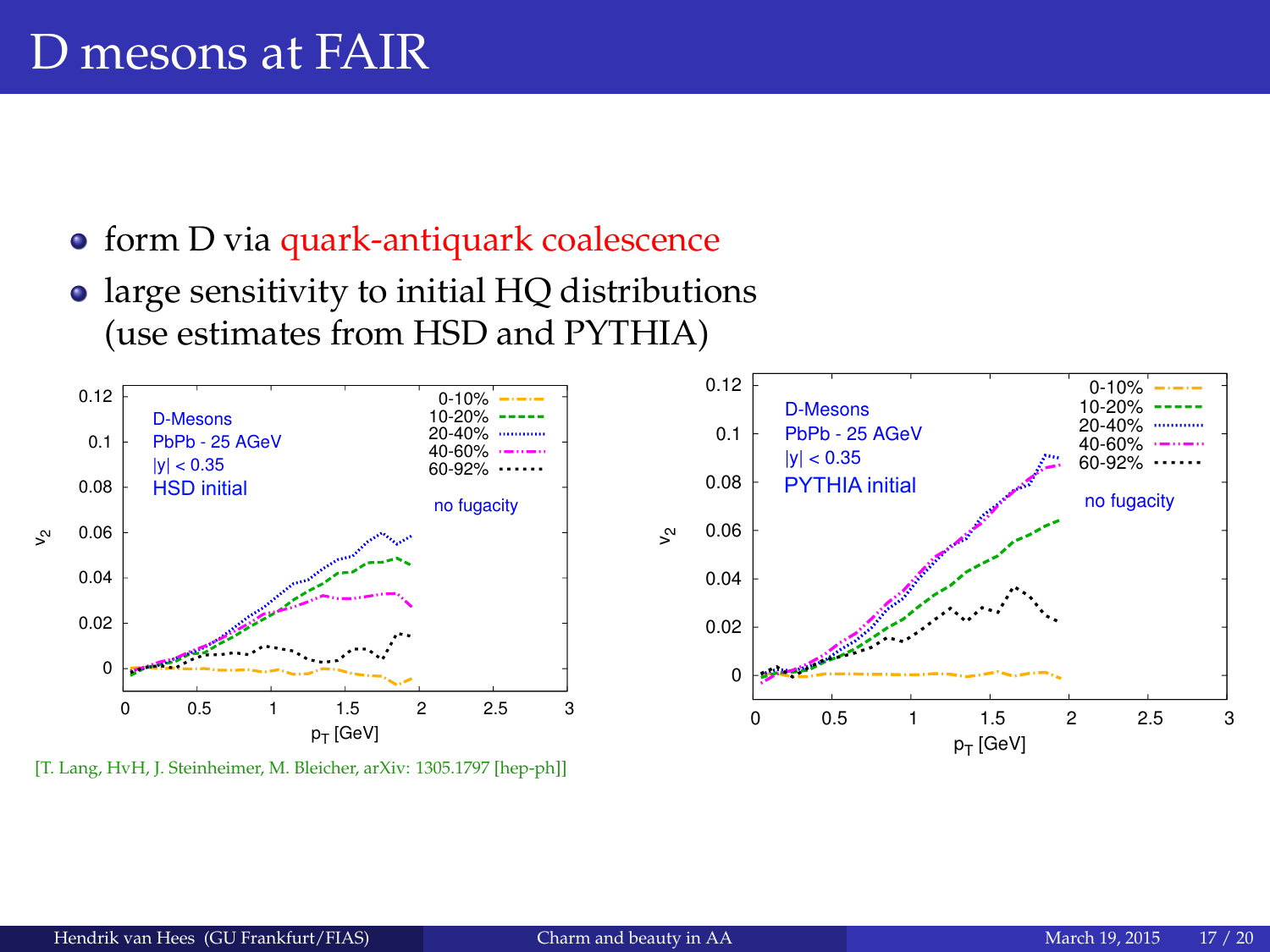# D mesons at FAIR

- form D via quark-antiquark coalescence
- large sensitivity to initial HQ distributions (use estimates from HSD and PYTHIA)

[T. Lang, HvH, J. Steinheimer, M. Bleicher, arXiv: 1305.1797 [hep-ph]]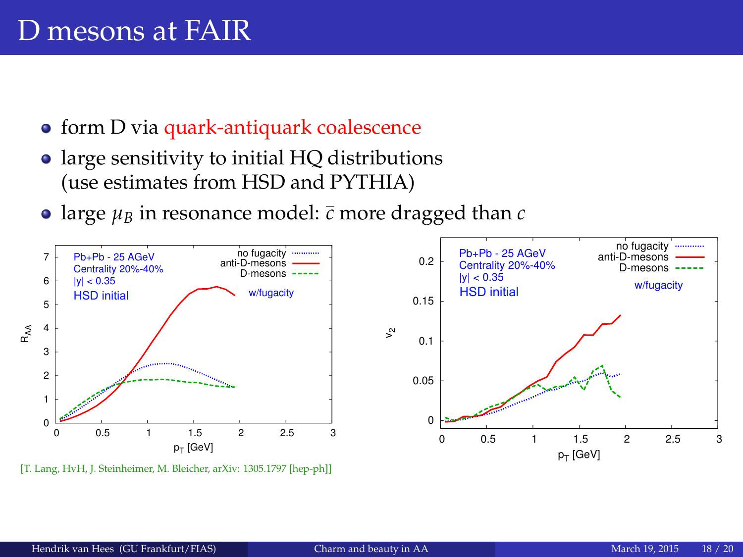# D mesons at FAIR

- form D via quark-antiquark coalescence
- large sensitivity to initial HQ distributions (use estimates from HSD and PYTHIA)
- large $\mu_B$ in resonance model: $\bar{c}$ more dragged than $c$

[T. Lang, HvH, J. Steinheimer, M. Bleicher, arXiv: 1305.1797 [hep-ph]]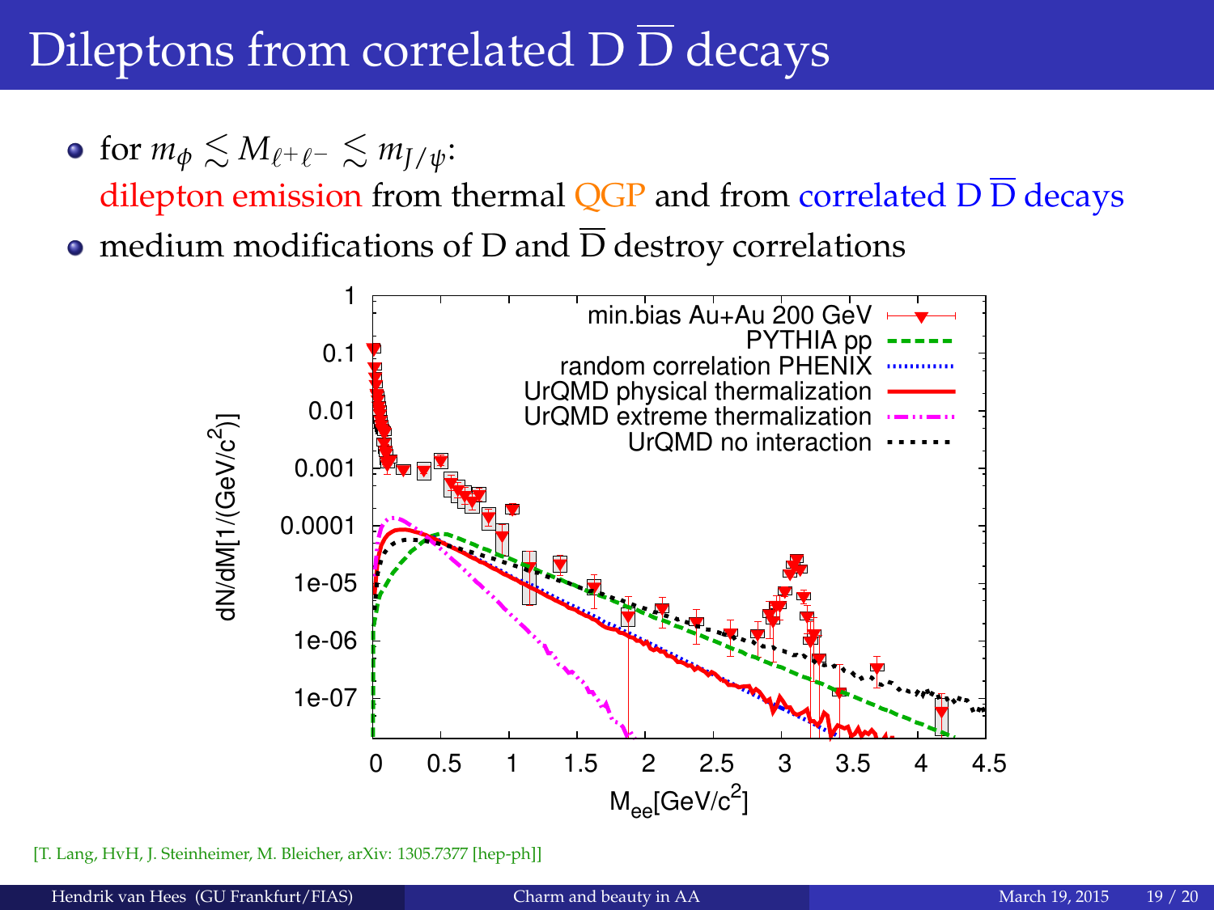# Dileptons from correlated D $\overline{\text{D}}$ decays

- for $m_\phi \lesssim M_{\ell^+\ell^-} \lesssim m_{J/\psi}$:
  dilepton emission from thermal QGP and from correlated D $\overline{\text{D}}$ decays
- medium modifications of D and $\overline{\text{D}}$ destroy correlations

[T. Lang, HvH, J. Steinheimer, M. Bleicher, arXiv: 1305.7377 [hep-ph]]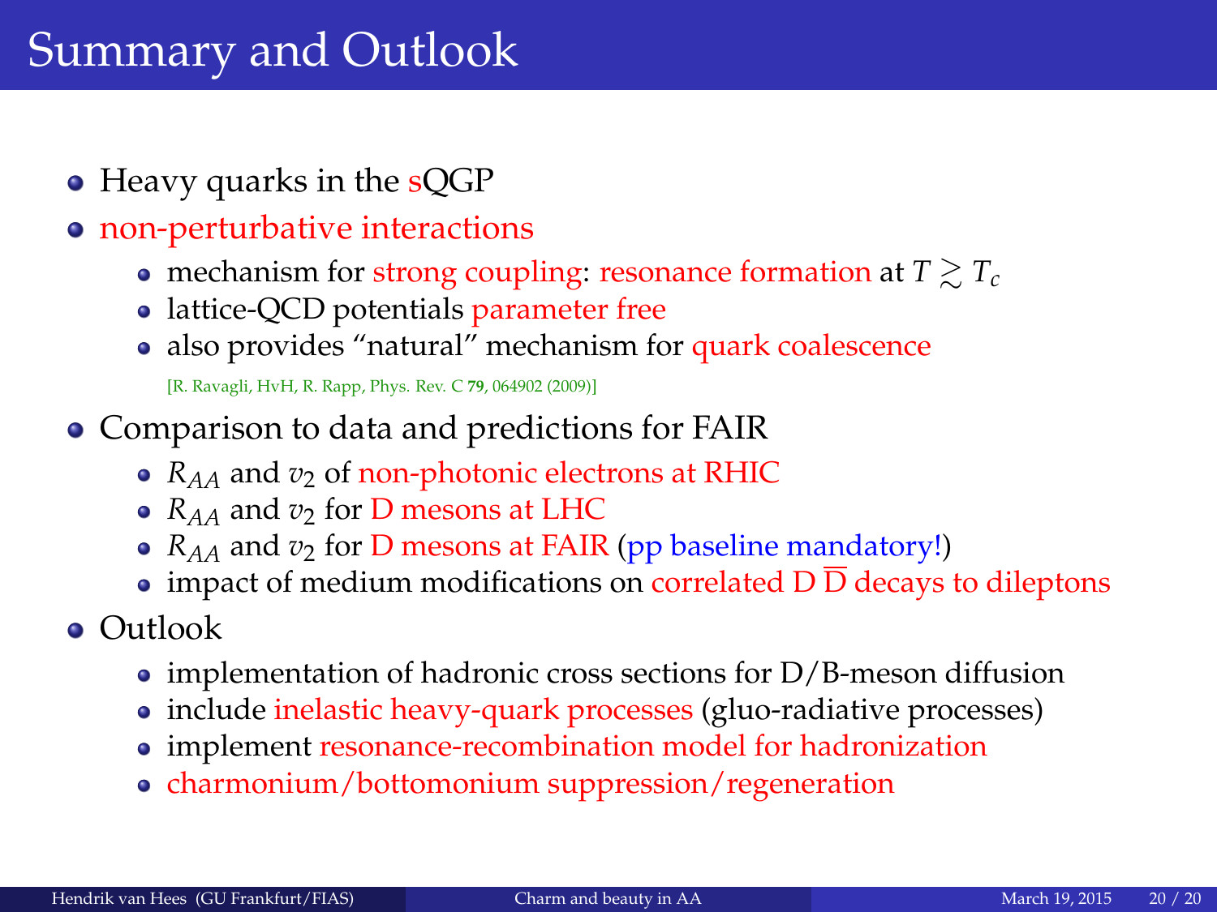# Summary and Outlook

- Heavy quarks in the sQGP
- non-perturbative interactions
  - mechanism for strong coupling: resonance formation at $T \gtrsim T_c$
  - lattice-QCD potentials parameter free
  - also provides "natural" mechanism for quark coalescence

    [R. Ravagli, HvH, R. Rapp, Phys. Rev. C **79**, 064902 (2009)]
- Comparison to data and predictions for FAIR
  - $R_{AA}$ and $v_2$ of non-photonic electrons at RHIC
  - $R_{AA}$ and $v_2$ for D mesons at LHC
  - $R_{AA}$ and $v_2$ for D mesons at FAIR (pp baseline mandatory!)
  - impact of medium modifications on correlated D $\overline{\text{D}}$ decays to dileptons
- Outlook
  - implementation of hadronic cross sections for D/B-meson diffusion
  - include inelastic heavy-quark processes (gluo-radiative processes)
  - implement resonance-recombination model for hadronization
  - charmonium/bottomonium suppression/regeneration